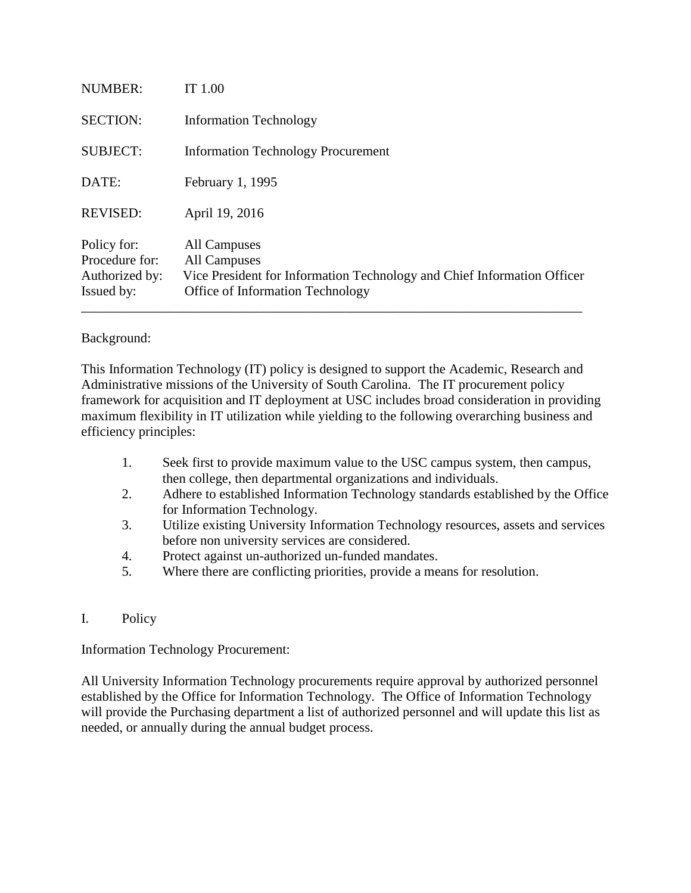| | |
|---|---|
| NUMBER: | IT 1.00 |
| SECTION: | Information Technology |
| SUBJECT: | Information Technology Procurement |
| DATE: | February 1, 1995 |
| REVISED: | April 19, 2016 |
| Policy for: | All Campuses |
| Procedure for: | All Campuses |
| Authorized by: | Vice President for Information Technology and Chief Information Officer |
| Issued by: | Office of Information Technology |

---

Background:

This Information Technology (IT) policy is designed to support the Academic, Research and Administrative missions of the University of South Carolina. The IT procurement policy framework for acquisition and IT deployment at USC includes broad consideration in providing maximum flexibility in IT utilization while yielding to the following overarching business and efficiency principles:

1. Seek first to provide maximum value to the USC campus system, then campus, then college, then departmental organizations and individuals.
2. Adhere to established Information Technology standards established by the Office for Information Technology.
3. Utilize existing University Information Technology resources, assets and services before non university services are considered.
4. Protect against un-authorized un-funded mandates.
5. Where there are conflicting priorities, provide a means for resolution.

I. Policy

Information Technology Procurement:

All University Information Technology procurements require approval by authorized personnel established by the Office for Information Technology. The Office of Information Technology will provide the Purchasing department a list of authorized personnel and will update this list as needed, or annually during the annual budget process.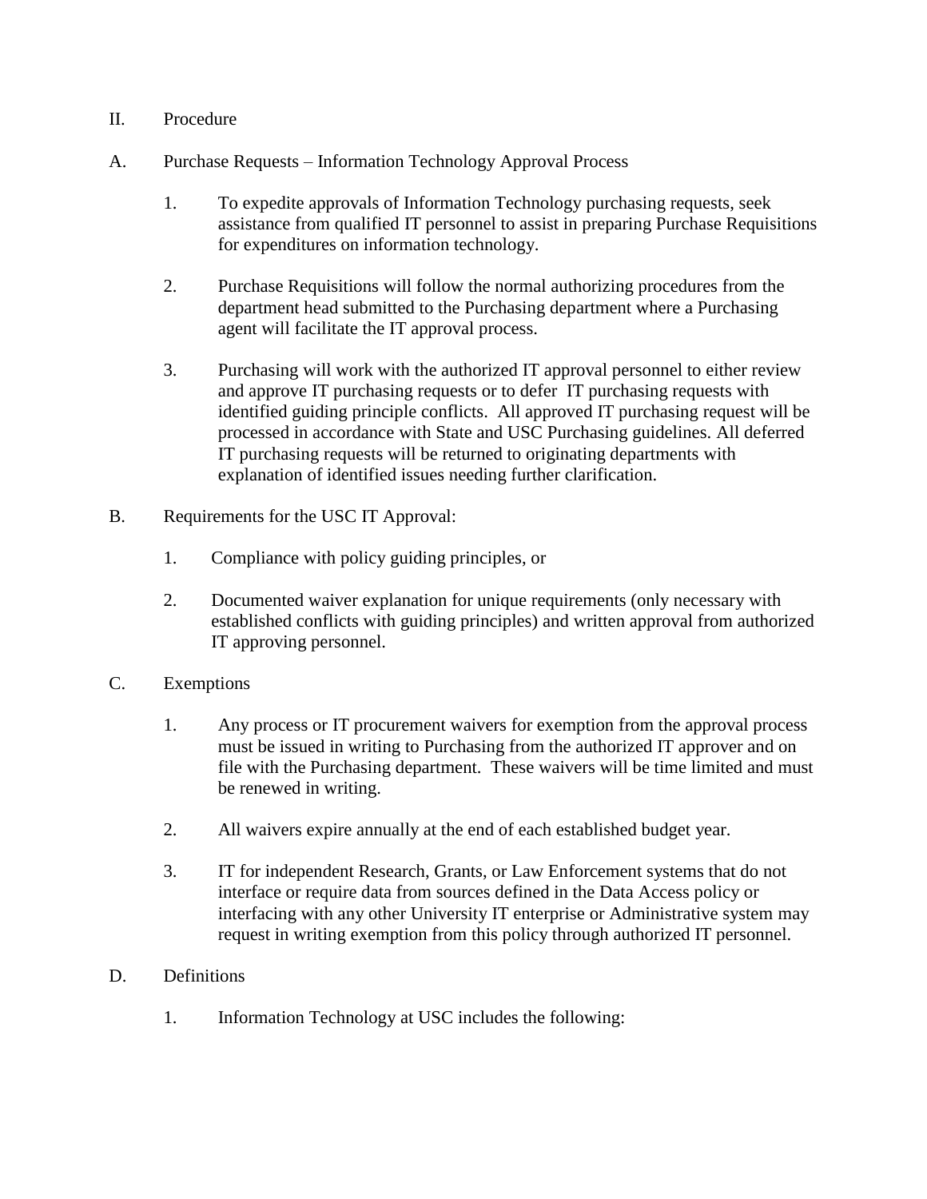## II. Procedure

### A. Purchase Requests – Information Technology Approval Process

1. To expedite approvals of Information Technology purchasing requests, seek assistance from qualified IT personnel to assist in preparing Purchase Requisitions for expenditures on information technology.

2. Purchase Requisitions will follow the normal authorizing procedures from the department head submitted to the Purchasing department where a Purchasing agent will facilitate the IT approval process.

3. Purchasing will work with the authorized IT approval personnel to either review and approve IT purchasing requests or to defer IT purchasing requests with identified guiding principle conflicts. All approved IT purchasing request will be processed in accordance with State and USC Purchasing guidelines. All deferred IT purchasing requests will be returned to originating departments with explanation of identified issues needing further clarification.

### B. Requirements for the USC IT Approval:

1. Compliance with policy guiding principles, or

2. Documented waiver explanation for unique requirements (only necessary with established conflicts with guiding principles) and written approval from authorized IT approving personnel.

### C. Exemptions

1. Any process or IT procurement waivers for exemption from the approval process must be issued in writing to Purchasing from the authorized IT approver and on file with the Purchasing department. These waivers will be time limited and must be renewed in writing.

2. All waivers expire annually at the end of each established budget year.

3. IT for independent Research, Grants, or Law Enforcement systems that do not interface or require data from sources defined in the Data Access policy or interfacing with any other University IT enterprise or Administrative system may request in writing exemption from this policy through authorized IT personnel.

### D. Definitions

1. Information Technology at USC includes the following: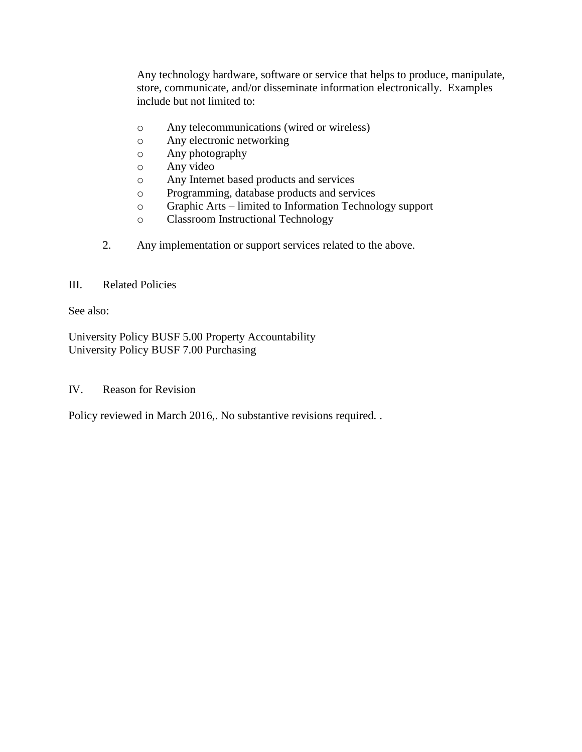Any technology hardware, software or service that helps to produce, manipulate, store, communicate, and/or disseminate information electronically. Examples include but not limited to:

- Any telecommunications (wired or wireless)
- Any electronic networking
- Any photography
- Any video
- Any Internet based products and services
- Programming, database products and services
- Graphic Arts – limited to Information Technology support
- Classroom Instructional Technology

2. Any implementation or support services related to the above.

## III. Related Policies

See also:

University Policy BUSF 5.00 Property Accountability
University Policy BUSF 7.00 Purchasing

## IV. Reason for Revision

Policy reviewed in March 2016,. No substantive revisions required. .